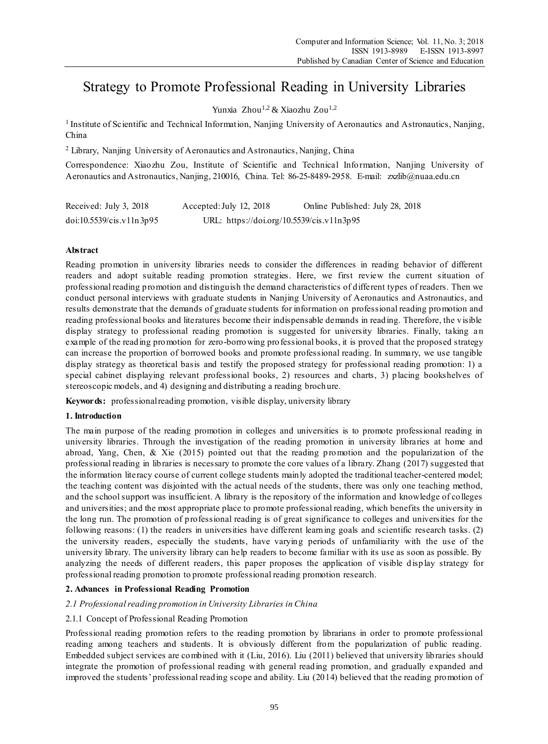# Strategy to Promote Professional Reading in University Libraries

Yunxia Zhou[1,2] & Xiaozhu Zou[1,2]

[1] Institute of Scientific and Technical Information, Nanjing University of Aeronautics and Astronautics, Nanjing, China

[2] Library, Nanjing University of Aeronautics and Astronautics, Nanjing, China

Correspondence: Xiaozhu Zou, Institute of Scientific and Technical Information, Nanjing University of Aeronautics and Astronautics, Nanjing, 210016, China. Tel: 86-25-8489-2958. E-mail: zxzlib@nuaa.edu.cn

Received: July 3, 2018 Accepted: July 12, 2018 Online Published: July 28, 2018

doi:10.5539/cis.v11n3p95 URL: https://doi.org/10.5539/cis.v11n3p95

**Abstract**

Reading promotion in university libraries needs to consider the differences in reading behavior of different readers and adopt suitable reading promotion strategies. Here, we first review the current situation of professional reading promotion and distinguish the demand characteristics of different types of readers. Then we conduct personal interviews with graduate students in Nanjing University of Aeronautics and Astronautics, and results demonstrate that the demands of graduate students for information on professional reading promotion and reading professional books and literatures become their indispensable demands in reading. Therefore, the visible display strategy to professional reading promotion is suggested for university libraries. Finally, taking an example of the reading promotion for zero-borrowing professional books, it is proved that the proposed strategy can increase the proportion of borrowed books and promote professional reading. In summary, we use tangible display strategy as theoretical basis and testify the proposed strategy for professional reading promotion: 1) a special cabinet displaying relevant professional books, 2) resources and charts, 3) placing bookshelves of stereoscopic models, and 4) designing and distributing a reading brochure.

**Keywords:** professional reading promotion, visible display, university library

## 1. Introduction

The main purpose of the reading promotion in colleges and universities is to promote professional reading in university libraries. Through the investigation of the reading promotion in university libraries at home and abroad, Yang, Chen, & Xie (2015) pointed out that the reading promotion and the popularization of the professional reading in libraries is necessary to promote the core values of a library. Zhang (2017) suggested that the information literacy course of current college students mainly adopted the traditional teacher-centered model; the teaching content was disjointed with the actual needs of the students, there was only one teaching method, and the school support was insufficient. A library is the repository of the information and knowledge of colleges and universities; and the most appropriate place to promote professional reading, which benefits the university in the long run. The promotion of professional reading is of great significance to colleges and universities for the following reasons: (1) the readers in universities have different learning goals and scientific research tasks. (2) the university readers, especially the students, have varying periods of unfamiliarity with the use of the university library. The university library can help readers to become familiar with its use as soon as possible. By analyzing the needs of different readers, this paper proposes the application of visible display strategy for professional reading promotion to promote professional reading promotion research.

## 2. Advances in Professional Reading Promotion

### *2.1 Professional reading promotion in University Libraries in China*

#### 2.1.1 Concept of Professional Reading Promotion

Professional reading promotion refers to the reading promotion by librarians in order to promote professional reading among teachers and students. It is obviously different from the popularization of public reading. Embedded subject services are combined with it (Liu, 2016). Liu (2011) believed that university libraries should integrate the promotion of professional reading with general reading promotion, and gradually expanded and improved the students' professional reading scope and ability. Liu (2014) believed that the reading promotion of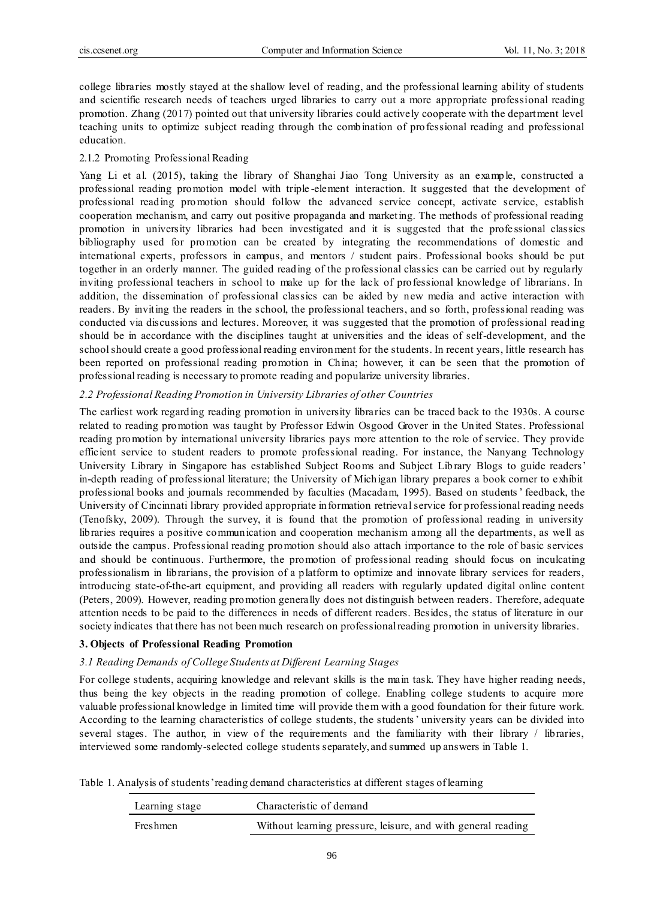college libraries mostly stayed at the shallow level of reading, and the professional learning ability of students and scientific research needs of teachers urged libraries to carry out a more appropriate professional reading promotion. Zhang (2017) pointed out that university libraries could actively cooperate with the department level teaching units to optimize subject reading through the combination of professional reading and professional education.

#### 2.1.2 Promoting Professional Reading

Yang Li et al. (2015), taking the library of Shanghai Jiao Tong University as an example, constructed a professional reading promotion model with triple-element interaction. It suggested that the development of professional reading promotion should follow the advanced service concept, activate service, establish cooperation mechanism, and carry out positive propaganda and marketing. The methods of professional reading promotion in university libraries had been investigated and it is suggested that the professional classics bibliography used for promotion can be created by integrating the recommendations of domestic and international experts, professors in campus, and mentors / student pairs. Professional books should be put together in an orderly manner. The guided reading of the professional classics can be carried out by regularly inviting professional teachers in school to make up for the lack of professional knowledge of librarians. In addition, the dissemination of professional classics can be aided by new media and active interaction with readers. By inviting the readers in the school, the professional teachers, and so forth, professional reading was conducted via discussions and lectures. Moreover, it was suggested that the promotion of professional reading should be in accordance with the disciplines taught at universities and the ideas of self-development, and the school should create a good professional reading environment for the students. In recent years, little research has been reported on professional reading promotion in China; however, it can be seen that the promotion of professional reading is necessary to promote reading and popularize university libraries.

### *2.2 Professional Reading Promotion in University Libraries of other Countries*

The earliest work regarding reading promotion in university libraries can be traced back to the 1930s. A course related to reading promotion was taught by Professor Edwin Osgood Grover in the United States. Professional reading promotion by international university libraries pays more attention to the role of service. They provide efficient service to student readers to promote professional reading. For instance, the Nanyang Technology University Library in Singapore has established Subject Rooms and Subject Library Blogs to guide readers' in-depth reading of professional literature; the University of Michigan library prepares a book corner to exhibit professional books and journals recommended by faculties (Macadam, 1995). Based on students' feedback, the University of Cincinnati library provided appropriate information retrieval service for professional reading needs (Tenofsky, 2009). Through the survey, it is found that the promotion of professional reading in university libraries requires a positive communication and cooperation mechanism among all the departments, as well as outside the campus. Professional reading promotion should also attach importance to the role of basic services and should be continuous. Furthermore, the promotion of professional reading should focus on inculcating professionalism in librarians, the provision of a platform to optimize and innovate library services for readers, introducing state-of-the-art equipment, and providing all readers with regularly updated digital online content (Peters, 2009). However, reading promotion generally does not distinguish between readers. Therefore, adequate attention needs to be paid to the differences in needs of different readers. Besides, the status of literature in our society indicates that there has not been much research on professional reading promotion in university libraries.

## 3. Objects of Professional Reading Promotion

### *3.1 Reading Demands of College Students at Different Learning Stages*

For college students, acquiring knowledge and relevant skills is the main task. They have higher reading needs, thus being the key objects in the reading promotion of college. Enabling college students to acquire more valuable professional knowledge in limited time will provide them with a good foundation for their future work. According to the learning characteristics of college students, the students' university years can be divided into several stages. The author, in view of the requirements and the familiarity with their library / libraries, interviewed some randomly-selected college students separately, and summed up answers in Table 1.

Table 1. Analysis of students' reading demand characteristics at different stages of learning

| Learning stage | Characteristic of demand |
|---|---|
| Freshmen | Without learning pressure, leisure, and with general reading |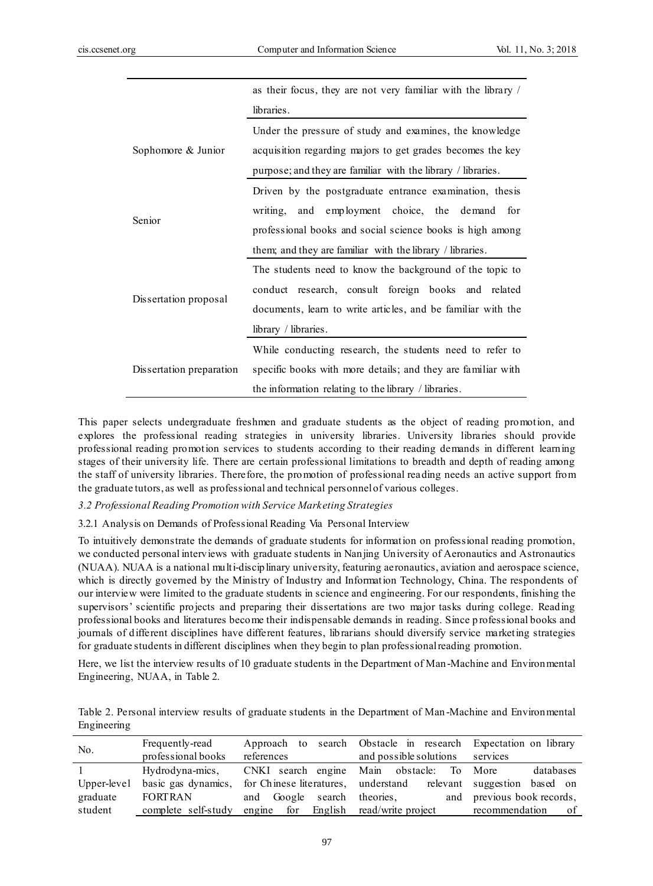| | |
|---|---|
| | as their focus, they are not very familiar with the library / libraries. |
| Sophomore & Junior | Under the pressure of study and examines, the knowledge acquisition regarding majors to get grades becomes the key purpose; and they are familiar with the library / libraries. |
| Senior | Driven by the postgraduate entrance examination, thesis writing, and employment choice, the demand for professional books and social science books is high among them; and they are familiar with the library / libraries. |
| Dissertation proposal | The students need to know the background of the topic to conduct research, consult foreign books and related documents, learn to write articles, and be familiar with the library / libraries. |
| Dissertation preparation | While conducting research, the students need to refer to specific books with more details; and they are familiar with the information relating to the library / libraries. |

This paper selects undergraduate freshmen and graduate students as the object of reading promotion, and explores the professional reading strategies in university libraries. University libraries should provide professional reading promotion services to students according to their reading demands in different learning stages of their university life. There are certain professional limitations to breadth and depth of reading among the staff of university libraries. Therefore, the promotion of professional reading needs an active support from the graduate tutors, as well as professional and technical personnel of various colleges.

### *3.2 Professional Reading Promotion with Service Marketing Strategies*

#### 3.2.1 Analysis on Demands of Professional Reading Via Personal Interview

To intuitively demonstrate the demands of graduate students for information on professional reading promotion, we conducted personal interviews with graduate students in Nanjing University of Aeronautics and Astronautics (NUAA). NUAA is a national multi-disciplinary university, featuring aeronautics, aviation and aerospace science, which is directly governed by the Ministry of Industry and Information Technology, China. The respondents of our interview were limited to the graduate students in science and engineering. For our respondents, finishing the supervisors' scientific projects and preparing their dissertations are two major tasks during college. Reading professional books and literatures become their indispensable demands in reading. Since professional books and journals of different disciplines have different features, librarians should diversify service marketing strategies for graduate students in different disciplines when they begin to plan professional reading promotion.

Here, we list the interview results of 10 graduate students in the Department of Man-Machine and Environmental Engineering, NUAA, in Table 2.

Table 2. Personal interview results of graduate students in the Department of Man-Machine and Environmental Engineering

| No. | Frequently-read professional books | Approach to search references | Obstacle in research and possible solutions | Expectation on library services |
|---|---|---|---|---|
| 1 Upper-level graduate student | Hydrodyna-mics, basic gas dynamics, FORTRAN complete self-study | CNKI search engine for Chinese literatures, and Google search engine for English | Main obstacle: To understand relevant theories, and read/write project | More databases suggestion based on previous book records, recommendation of |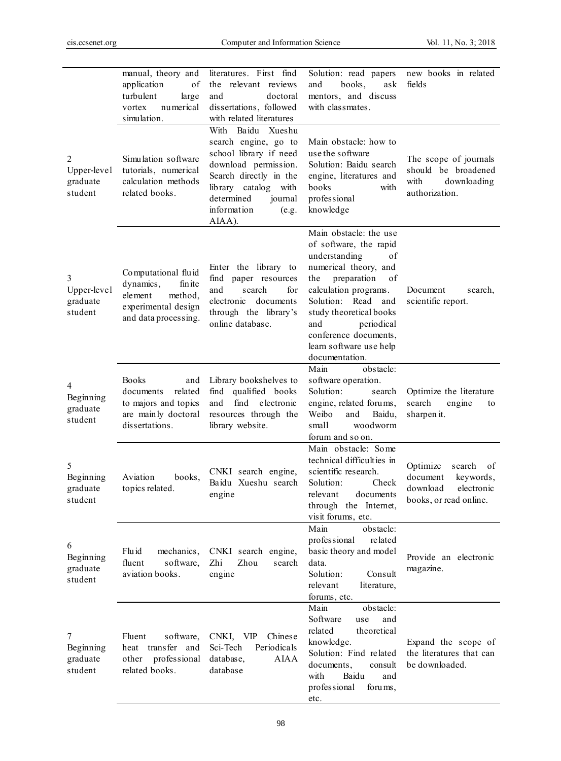| | manual, theory and application of turbulent large vortex numerical simulation. | literatures. First find the relevant reviews and doctoral dissertations, followed with related literatures | Solution: read papers and books, ask mentors, and discuss with classmates. | new books in related fields |
|---|---|---|---|---|
| 2 Upper-level graduate student | Simulation software tutorials, numerical calculation methods related books. | With Baidu Xueshu search engine, go to school library if need download permission. Search directly in the library catalog with determined journal information (e.g. AIAA). | Main obstacle: how to use the software Solution: Baidu search engine, literatures and books with professional knowledge | The scope of journals should be broadened with downloading authorization. |
| 3 Upper-level graduate student | Computational fluid dynamics, finite element method, experimental design and data processing. | Enter the library to find paper resources and search for electronic documents through the library's online database. | Main obstacle: the use of software, the rapid understanding of numerical theory, and the preparation of calculation programs. Solution: Read and study theoretical books and periodical conference documents, learn software use help documentation. | Document search, scientific report. |
| 4 Beginning graduate student | Books and documents related to majors and topics are mainly doctoral dissertations. | Library bookshelves to find qualified books and find electronic resources through the library website. | Main obstacle: software operation. Solution: search engine, related forums, Weibo and Baidu, small woodworm forum and so on. | Optimize the literature search engine to sharpen it. |
| 5 Beginning graduate student | Aviation books, topics related. | CNKI search engine, Baidu Xueshu search engine | Main obstacle: Some technical difficulties in scientific research. Solution: Check relevant documents through the Internet, visit forums, etc. | Optimize search of document keywords, download electronic books, or read online. |
| 6 Beginning graduate student | Fluid mechanics, fluent software, aviation books. | CNKI search engine, Zhi Zhou search engine | Main obstacle: professional related basic theory and model data. Solution: Consult relevant literature, forums, etc. | Provide an electronic magazine. |
| 7 Beginning graduate student | Fluent software, heat transfer and other professional related books. | CNKI, VIP Chinese Sci-Tech Periodicals database, AIAA database | Main obstacle: Software use and related theoretical knowledge. Solution: Find related documents, consult with Baidu and professional forums, etc. | Expand the scope of the literatures that can be downloaded. |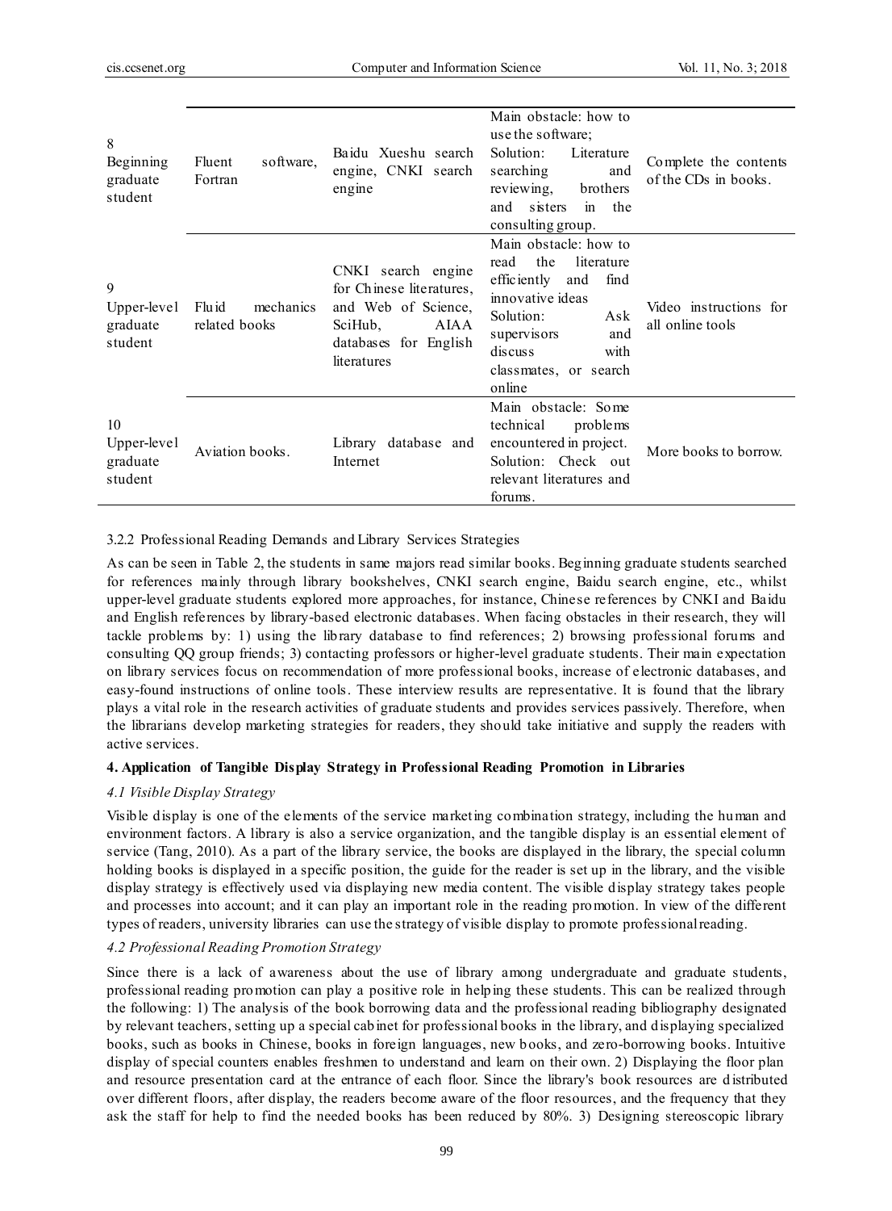| | | | | |
|---|---|---|---|---|
| 8 Beginning graduate student | Fluent software, Fortran | Baidu Xueshu search engine, CNKI search engine | Main obstacle: how to use the software; Solution: Literature searching and reviewing, brothers and sisters in the consulting group. | Complete the contents of the CDs in books. |
| 9 Upper-level graduate student | Fluid mechanics related books | CNKI search engine for Chinese literatures, and Web of Science, SciHub, AIAA databases for English literatures | Main obstacle: how to read the literature efficiently and find innovative ideas Solution: Ask supervisors and discuss with classmates, or search online | Video instructions for all online tools |
| 10 Upper-level graduate student | Aviation books. | Library database and Internet | Main obstacle: Some technical problems encountered in project. Solution: Check out relevant literatures and forums. | More books to borrow. |

#### 3.2.2 Professional Reading Demands and Library Services Strategies

As can be seen in Table 2, the students in same majors read similar books. Beginning graduate students searched for references mainly through library bookshelves, CNKI search engine, Baidu search engine, etc., whilst upper-level graduate students explored more approaches, for instance, Chinese references by CNKI and Baidu and English references by library-based electronic databases. When facing obstacles in their research, they will tackle problems by: 1) using the library database to find references; 2) browsing professional forums and consulting QQ group friends; 3) contacting professors or higher-level graduate students. Their main expectation on library services focus on recommendation of more professional books, increase of electronic databases, and easy-found instructions of online tools. These interview results are representative. It is found that the library plays a vital role in the research activities of graduate students and provides services passively. Therefore, when the librarians develop marketing strategies for readers, they should take initiative and supply the readers with active services.

## 4. Application of Tangible Display Strategy in Professional Reading Promotion in Libraries

### *4.1 Visible Display Strategy*

Visible display is one of the elements of the service marketing combination strategy, including the human and environment factors. A library is also a service organization, and the tangible display is an essential element of service (Tang, 2010). As a part of the library service, the books are displayed in the library, the special column holding books is displayed in a specific position, the guide for the reader is set up in the library, and the visible display strategy is effectively used via displaying new media content. The visible display strategy takes people and processes into account; and it can play an important role in the reading promotion. In view of the different types of readers, university libraries can use the strategy of visible display to promote professional reading.

### *4.2 Professional Reading Promotion Strategy*

Since there is a lack of awareness about the use of library among undergraduate and graduate students, professional reading promotion can play a positive role in helping these students. This can be realized through the following: 1) The analysis of the book borrowing data and the professional reading bibliography designated by relevant teachers, setting up a special cabinet for professional books in the library, and displaying specialized books, such as books in Chinese, books in foreign languages, new books, and zero-borrowing books. Intuitive display of special counters enables freshmen to understand and learn on their own. 2) Displaying the floor plan and resource presentation card at the entrance of each floor. Since the library's book resources are distributed over different floors, after display, the readers become aware of the floor resources, and the frequency that they ask the staff for help to find the needed books has been reduced by 80%. 3) Designing stereoscopic library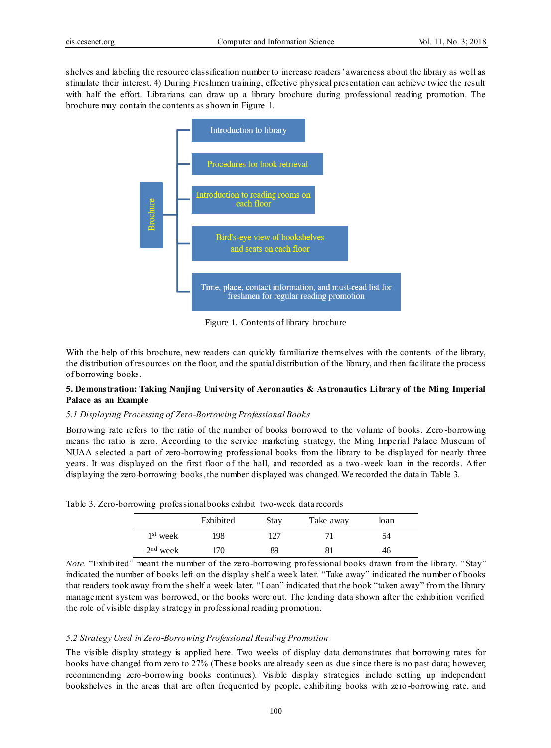shelves and labeling the resource classification number to increase readers' awareness about the library as well as stimulate their interest. 4) During Freshmen training, effective physical presentation can achieve twice the result with half the effort. Librarians can draw up a library brochure during professional reading promotion. The brochure may contain the contents as shown in Figure 1.

Figure 1. Contents of library brochure

With the help of this brochure, new readers can quickly familiarize themselves with the contents of the library, the distribution of resources on the floor, and the spatial distribution of the library, and then facilitate the process of borrowing books.

## 5. Demonstration: Taking Nanjing University of Aeronautics & Astronautics Library of the Ming Imperial Palace as an Example

### *5.1 Displaying Processing of Zero-Borrowing Professional Books*

Borrowing rate refers to the ratio of the number of books borrowed to the volume of books. Zero-borrowing means the ratio is zero. According to the service marketing strategy, the Ming Imperial Palace Museum of NUAA selected a part of zero-borrowing professional books from the library to be displayed for nearly three years. It was displayed on the first floor of the hall, and recorded as a two-week loan in the records. After displaying the zero-borrowing books, the number displayed was changed. We recorded the data in Table 3.

Table 3. Zero-borrowing professional books exhibit two-week data records

| | Exhibited | Stay | Take away | loan |
|---|---|---|---|---|
| 1st week | 198 | 127 | 71 | 54 |
| 2nd week | 170 | 89 | 81 | 46 |

*Note.* "Exhibited" meant the number of the zero-borrowing professional books drawn from the library. "Stay" indicated the number of books left on the display shelf a week later. "Take away" indicated the number of books that readers took away from the shelf a week later. "Loan" indicated that the book "taken away" from the library management system was borrowed, or the books were out. The lending data shown after the exhibition verified the role of visible display strategy in professional reading promotion.

### *5.2 Strategy Used in Zero-Borrowing Professional Reading Promotion*

The visible display strategy is applied here. Two weeks of display data demonstrates that borrowing rates for books have changed from zero to 27% (These books are already seen as due since there is no past data; however, recommending zero-borrowing books continues). Visible display strategies include setting up independent bookshelves in the areas that are often frequented by people, exhibiting books with zero-borrowing rate, and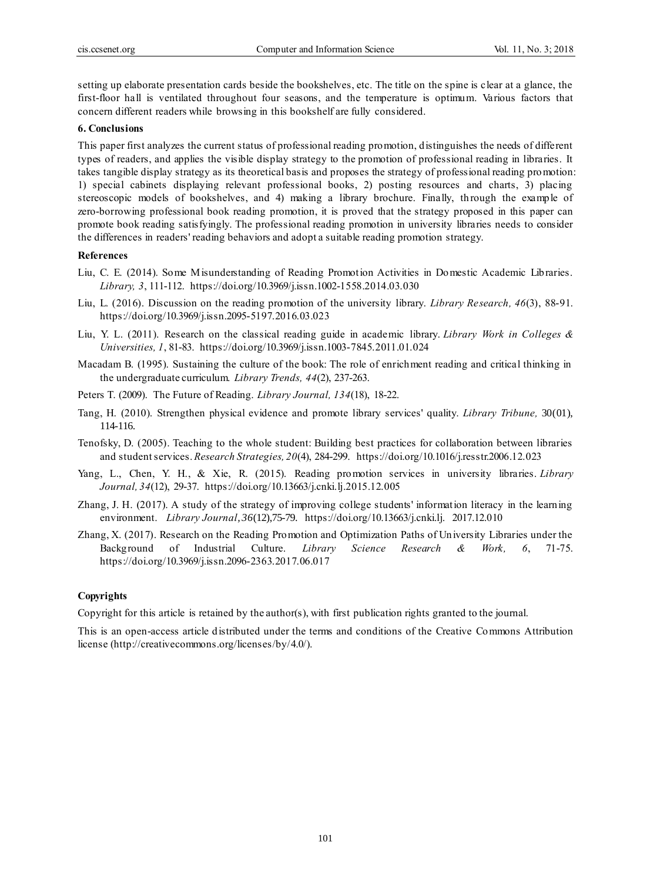setting up elaborate presentation cards beside the bookshelves, etc. The title on the spine is clear at a glance, the first-floor hall is ventilated throughout four seasons, and the temperature is optimum. Various factors that concern different readers while browsing in this bookshelf are fully considered.

### 6. Conclusions

This paper first analyzes the current status of professional reading promotion, distinguishes the needs of different types of readers, and applies the visible display strategy to the promotion of professional reading in libraries. It takes tangible display strategy as its theoretical basis and proposes the strategy of professional reading promotion: 1) special cabinets displaying relevant professional books, 2) posting resources and charts, 3) placing stereoscopic models of bookshelves, and 4) making a library brochure. Finally, through the example of zero-borrowing professional book reading promotion, it is proved that the strategy proposed in this paper can promote book reading satisfyingly. The professional reading promotion in university libraries needs to consider the differences in readers' reading behaviors and adopt a suitable reading promotion strategy.

### References

Liu, C. E. (2014). Some Misunderstanding of Reading Promotion Activities in Domestic Academic Libraries. *Library, 3*, 111-112. https://doi.org/10.3969/j.issn.1002-1558.2014.03.030

Liu, L. (2016). Discussion on the reading promotion of the university library. *Library Research, 46*(3), 88-91. https://doi.org/10.3969/j.issn.2095-5197.2016.03.023

Liu, Y. L. (2011). Research on the classical reading guide in academic library. *Library Work in Colleges & Universities, 1*, 81-83. https://doi.org/10.3969/j.issn.1003-7845.2011.01.024

Macadam B. (1995). Sustaining the culture of the book: The role of enrichment reading and critical thinking in the undergraduate curriculum. *Library Trends, 44*(2), 237-263.

Peters T. (2009). The Future of Reading. *Library Journal, 134*(18), 18-22.

Tang, H. (2010). Strengthen physical evidence and promote library services' quality. *Library Tribune,* 30(01), 114-116.

Tenofsky, D. (2005). Teaching to the whole student: Building best practices for collaboration between libraries and student services. *Research Strategies, 20*(4), 284-299. https://doi.org/10.1016/j.resstr.2006.12.023

Yang, L., Chen, Y. H., & Xie, R. (2015). Reading promotion services in university libraries. *Library Journal, 34*(12), 29-37. https://doi.org/10.13663/j.cnki.lj.2015.12.005

Zhang, J. H. (2017). A study of the strategy of improving college students' information literacy in the learning environment. *Library Journal, 36*(12),75-79. https://doi.org/10.13663/j.cnki.lj. 2017.12.010

Zhang, X. (2017). Research on the Reading Promotion and Optimization Paths of University Libraries under the Background of Industrial Culture. *Library Science Research & Work, 6*, 71-75. https://doi.org/10.3969/j.issn.2096-2363.2017.06.017

### Copyrights

Copyright for this article is retained by the author(s), with first publication rights granted to the journal.

This is an open-access article distributed under the terms and conditions of the Creative Commons Attribution license (http://creativecommons.org/licenses/by/4.0/).